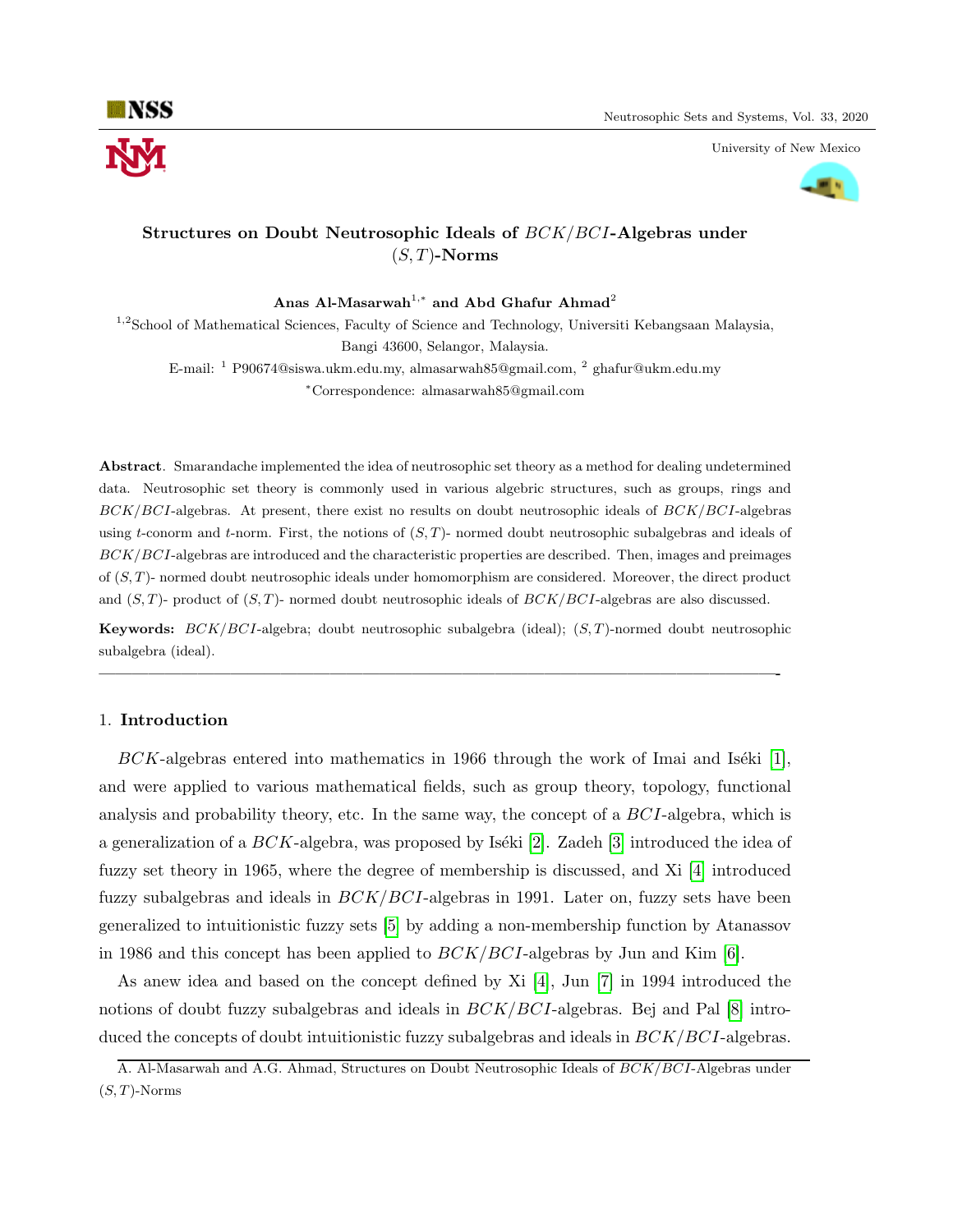# Structures on Doubt Neutrosophic Ideals of $BCK/BCI$-Algebras under $(S, T)$-Norms

**Anas Al-Masarwah[1,*] and Abd Ghafur Ahmad[2]**

[1,2]School of Mathematical Sciences, Faculty of Science and Technology, Universiti Kebangsaan Malaysia, Bangi 43600, Selangor, Malaysia.

E-mail: [1] P90674@siswa.ukm.edu.my, almasarwah85@gmail.com, [2] ghafur@ukm.edu.my

*Correspondence: almasarwah85@gmail.com

**Abstract**. Smarandache implemented the idea of neutrosophic set theory as a method for dealing undetermined data. Neutrosophic set theory is commonly used in various algebric structures, such as groups, rings and $BCK/BCI$-algebras. At present, there exist no results on doubt neutrosophic ideals of $BCK/BCI$-algebras using $t$-conorm and $t$-norm. First, the notions of $(S, T)$- normed doubt neutrosophic subalgebras and ideals of $BCK/BCI$-algebras are introduced and the characteristic properties are described. Then, images and preimages of $(S, T)$- normed doubt neutrosophic ideals under homomorphism are considered. Moreover, the direct product and $(S, T)$- product of $(S, T)$- normed doubt neutrosophic ideals of $BCK/BCI$-algebras are also discussed.

**Keywords:** $BCK/BCI$-algebra; doubt neutrosophic subalgebra (ideal); $(S, T)$-normed doubt neutrosophic subalgebra (ideal).

---

## 1. Introduction

$BCK$-algebras entered into mathematics in 1966 through the work of Imai and Iséki [1], and were applied to various mathematical fields, such as group theory, topology, functional analysis and probability theory, etc. In the same way, the concept of a $BCI$-algebra, which is a generalization of a $BCK$-algebra, was proposed by Iséki [2]. Zadeh [3] introduced the idea of fuzzy set theory in 1965, where the degree of membership is discussed, and Xi [4] introduced fuzzy subalgebras and ideals in $BCK/BCI$-algebras in 1991. Later on, fuzzy sets have been generalized to intuitionistic fuzzy sets [5] by adding a non-membership function by Atanassov in 1986 and this concept has been applied to $BCK/BCI$-algebras by Jun and Kim [6].

As anew idea and based on the concept defined by Xi [4], Jun [7] in 1994 introduced the notions of doubt fuzzy subalgebras and ideals in $BCK/BCI$-algebras. Bej and Pal [8] introduced the concepts of doubt intuitionistic fuzzy subalgebras and ideals in $BCK/BCI$-algebras.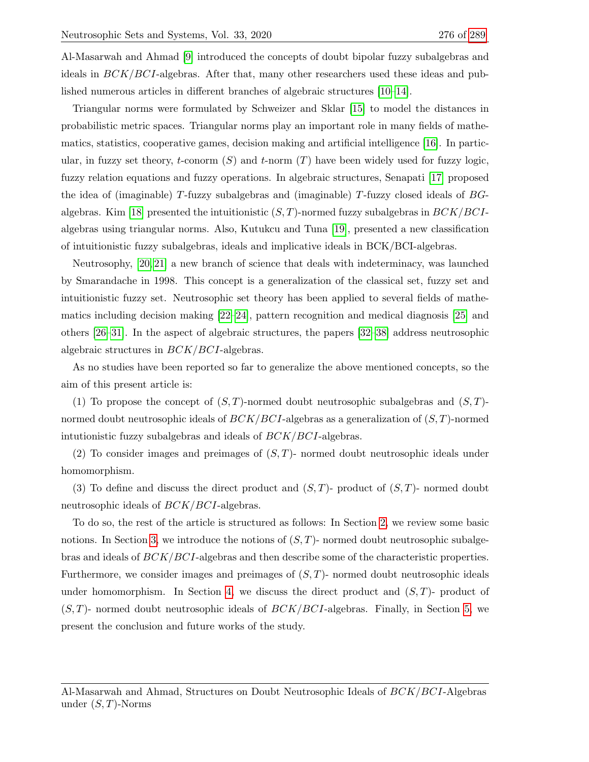Al-Masarwah and Ahmad [9] introduced the concepts of doubt bipolar fuzzy subalgebras and ideals in $BCK/BCI$-algebras. After that, many other researchers used these ideas and published numerous articles in different branches of algebraic structures [10–14].

Triangular norms were formulated by Schweizer and Sklar [15] to model the distances in probabilistic metric spaces. Triangular norms play an important role in many fields of mathematics, statistics, cooperative games, decision making and artificial intelligence [16]. In particular, in fuzzy set theory, $t$-conorm ($S$) and $t$-norm ($T$) have been widely used for fuzzy logic, fuzzy relation equations and fuzzy operations. In algebraic structures, Senapati [17] proposed the idea of (imaginable) $T$-fuzzy subalgebras and (imaginable) $T$-fuzzy closed ideals of $BG$-algebras. Kim [18] presented the intuitionistic $(S, T)$-normed fuzzy subalgebras in $BCK/BCI$-algebras using triangular norms. Also, Kutukcu and Tuna [19], presented a new classification of intuitionistic fuzzy subalgebras, ideals and implicative ideals in BCK/BCI-algebras.

Neutrosophy, [20, 21] a new branch of science that deals with indeterminacy, was launched by Smarandache in 1998. This concept is a generalization of the classical set, fuzzy set and intuitionistic fuzzy set. Neutrosophic set theory has been applied to several fields of mathematics including decision making [22–24], pattern recognition and medical diagnosis [25] and others [26–31]. In the aspect of algebraic structures, the papers [32–38] address neutrosophic algebraic structures in $BCK/BCI$-algebras.

As no studies have been reported so far to generalize the above mentioned concepts, so the aim of this present article is:

(1) To propose the concept of $(S, T)$-normed doubt neutrosophic subalgebras and $(S, T)$-normed doubt neutrosophic ideals of $BCK/BCI$-algebras as a generalization of $(S, T)$-normed intutionistic fuzzy subalgebras and ideals of $BCK/BCI$-algebras.

(2) To consider images and preimages of $(S, T)$- normed doubt neutrosophic ideals under homomorphism.

(3) To define and discuss the direct product and $(S, T)$- product of $(S, T)$- normed doubt neutrosophic ideals of $BCK/BCI$-algebras.

To do so, the rest of the article is structured as follows: In Section 2, we review some basic notions. In Section 3, we introduce the notions of $(S, T)$- normed doubt neutrosophic subalgebras and ideals of $BCK/BCI$-algebras and then describe some of the characteristic properties. Furthermore, we consider images and preimages of $(S, T)$- normed doubt neutrosophic ideals under homomorphism. In Section 4, we discuss the direct product and $(S, T)$- product of $(S, T)$- normed doubt neutrosophic ideals of $BCK/BCI$-algebras. Finally, in Section 5, we present the conclusion and future works of the study.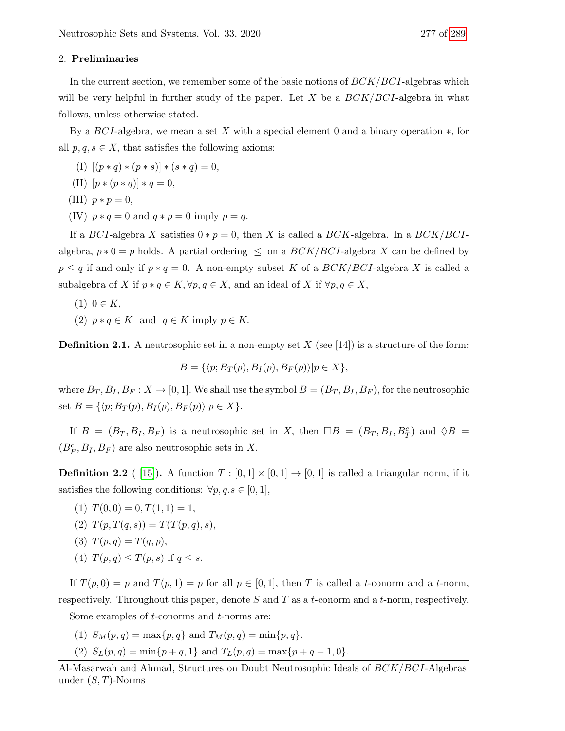## 2. Preliminaries

In the current section, we remember some of the basic notions of $BCK/BCI$-algebras which will be very helpful in further study of the paper. Let $X$ be a $BCK/BCI$-algebra in what follows, unless otherwise stated.

By a $BCI$-algebra, we mean a set $X$ with a special element 0 and a binary operation $*$, for all $p, q, s \in X$, that satisfies the following axioms:

(I) $[(p * q) * (p * s)] * (s * q) = 0$,

(II) $[p * (p * q)] * q = 0$,

(III) $p * p = 0$,

(IV) $p * q = 0$ and $q * p = 0$ imply $p = q$.

If a $BCI$-algebra $X$ satisfies $0 * p = 0$, then $X$ is called a $BCK$-algebra. In a $BCK/BCI$-algebra, $p * 0 = p$ holds. A partial ordering $\leq$ on a $BCK/BCI$-algebra $X$ can be defined by $p \leq q$ if and only if $p * q = 0$. A non-empty subset $K$ of a $BCK/BCI$-algebra $X$ is called a subalgebra of $X$ if $p * q \in K, \forall p, q \in X$, and an ideal of $X$ if $\forall p, q \in X$,

(1) $0 \in K$,

(2) $p * q \in K$ and $q \in K$ imply $p \in K$.

**Definition 2.1.** A neutrosophic set in a non-empty set $X$ (see [14]) is a structure of the form:

$$B = \{\langle p; B_T(p), B_I(p), B_F(p)\rangle | p \in X\},$$

where $B_T, B_I, B_F : X \to [0,1]$. We shall use the symbol $B = (B_T, B_I, B_F)$, for the neutrosophic set $B = \{\langle p; B_T(p), B_I(p), B_F(p)\rangle | p \in X\}$.

If $B = (B_T, B_I, B_F)$ is a neutrosophic set in $X$, then $\Box B = (B_T, B_I, B_T^c)$ and $\Diamond B = (B_F^c, B_I, B_F)$ are also neutrosophic sets in $X$.

**Definition 2.2** ( [15]). A function $T : [0,1] \times [0,1] \to [0,1]$ is called a triangular norm, if it satisfies the following conditions: $\forall p, q.s \in [0,1]$,

(1) $T(0,0) = 0, T(1,1) = 1$,

(2) $T(p, T(q,s)) = T(T(p,q), s)$,

(3) $T(p,q) = T(q,p)$,

(4) $T(p,q) \leq T(p,s)$ if $q \leq s$.

If $T(p,0) = p$ and $T(p,1) = p$ for all $p \in [0,1]$, then $T$ is called a $t$-conorm and a $t$-norm, respectively. Throughout this paper, denote $S$ and $T$ as a $t$-conorm and a $t$-norm, respectively.

Some examples of $t$-conorms and $t$-norms are:

(1) $S_M(p,q) = \max\{p,q\}$ and $T_M(p,q) = \min\{p,q\}$.

(2) $S_L(p,q) = \min\{p+q, 1\}$ and $T_L(p,q) = \max\{p+q-1, 0\}$.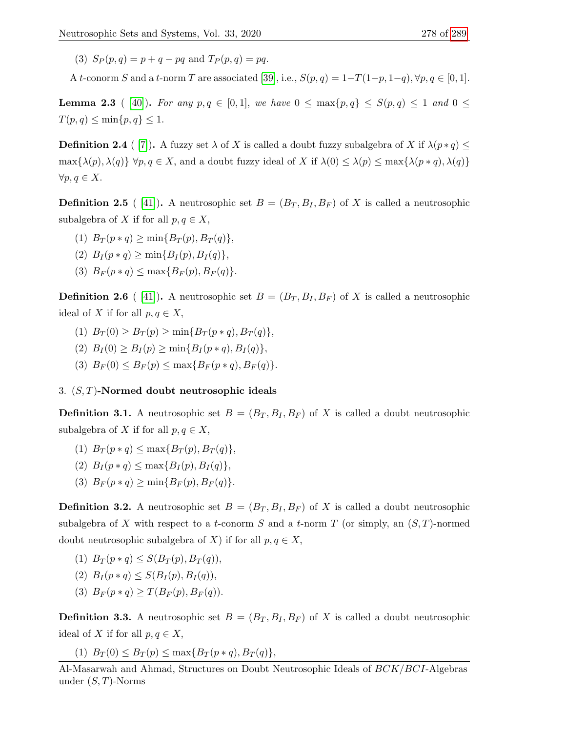(3) $S_P(p,q) = p + q - pq$ and $T_P(p,q) = pq$.

A $t$-conorm $S$ and a $t$-norm $T$ are associated [39], i.e., $S(p,q) = 1 - T(1-p, 1-q), \forall p, q \in [0,1]$.

**Lemma 2.3** ( [40]). *For any $p, q \in [0,1]$, we have $0 \leq \max\{p,q\} \leq S(p,q) \leq 1$ and $0 \leq T(p,q) \leq \min\{p,q\} \leq 1$.*

**Definition 2.4** ( [7]). A fuzzy set $\lambda$ of $X$ is called a doubt fuzzy subalgebra of $X$ if $\lambda(p * q) \leq \max\{\lambda(p), \lambda(q)\}$ $\forall p, q \in X$, and a doubt fuzzy ideal of $X$ if $\lambda(0) \leq \lambda(p) \leq \max\{\lambda(p * q), \lambda(q)\}$ $\forall p, q \in X$.

**Definition 2.5** ( [41]). A neutrosophic set $B = (B_T, B_I, B_F)$ of $X$ is called a neutrosophic subalgebra of $X$ if for all $p, q \in X$,

(1) $B_T(p * q) \geq \min\{B_T(p), B_T(q)\}$,

(2) $B_I(p * q) \geq \min\{B_I(p), B_I(q)\}$,

(3) $B_F(p * q) \leq \max\{B_F(p), B_F(q)\}$.

**Definition 2.6** ( [41]). A neutrosophic set $B = (B_T, B_I, B_F)$ of $X$ is called a neutrosophic ideal of $X$ if for all $p, q \in X$,

(1) $B_T(0) \geq B_T(p) \geq \min\{B_T(p * q), B_T(q)\}$,

(2) $B_I(0) \geq B_I(p) \geq \min\{B_I(p * q), B_I(q)\}$,

(3) $B_F(0) \leq B_F(p) \leq \max\{B_F(p * q), B_F(q)\}$.

## 3. $(S,T)$-Normed doubt neutrosophic ideals

**Definition 3.1.** A neutrosophic set $B = (B_T, B_I, B_F)$ of $X$ is called a doubt neutrosophic subalgebra of $X$ if for all $p, q \in X$,

(1) $B_T(p * q) \leq \max\{B_T(p), B_T(q)\}$,

(2) $B_I(p * q) \leq \max\{B_I(p), B_I(q)\}$,

(3) $B_F(p * q) \geq \min\{B_F(p), B_F(q)\}$.

**Definition 3.2.** A neutrosophic set $B = (B_T, B_I, B_F)$ of $X$ is called a doubt neutrosophic subalgebra of $X$ with respect to a $t$-conorm $S$ and a $t$-norm $T$ (or simply, an $(S,T)$-normed doubt neutrosophic subalgebra of $X$) if for all $p, q \in X$,

(1) $B_T(p * q) \leq S(B_T(p), B_T(q))$,

(2) $B_I(p * q) \leq S(B_I(p), B_I(q))$,

(3) $B_F(p * q) \geq T(B_F(p), B_F(q))$.

**Definition 3.3.** A neutrosophic set $B = (B_T, B_I, B_F)$ of $X$ is called a doubt neutrosophic ideal of $X$ if for all $p, q \in X$,

(1) $B_T(0) \leq B_T(p) \leq \max\{B_T(p * q), B_T(q)\}$,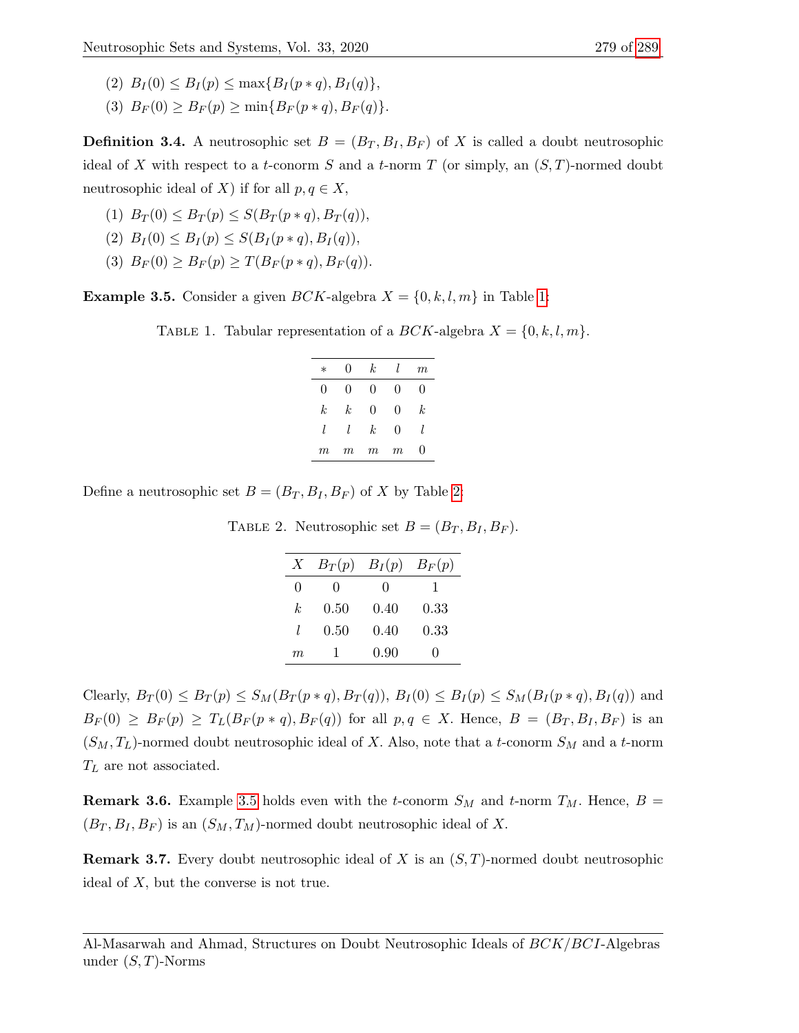(2) $B_I(0) \leq B_I(p) \leq \max\{B_I(p * q), B_I(q)\}$,

(3) $B_F(0) \geq B_F(p) \geq \min\{B_F(p * q), B_F(q)\}$.

**Definition 3.4.** A neutrosophic set $B = (B_T, B_I, B_F)$ of $X$ is called a doubt neutrosophic ideal of $X$ with respect to a $t$-conorm $S$ and a $t$-norm $T$ (or simply, an $(S,T)$-normed doubt neutrosophic ideal of $X$) if for all $p, q \in X$,

(1) $B_T(0) \leq B_T(p) \leq S(B_T(p * q), B_T(q))$,

(2) $B_I(0) \leq B_I(p) \leq S(B_I(p * q), B_I(q))$,

(3) $B_F(0) \geq B_F(p) \geq T(B_F(p * q), B_F(q))$.

**Example 3.5.** Consider a given $BCK$-algebra $X = \{0, k, l, m\}$ in Table 1:

Table 1. Tabular representation of a $BCK$-algebra $X = \{0, k, l, m\}$.

| $*$ | $0$ | $k$ | $l$ | $m$ |
|---|---|---|---|---|
| $0$ | $0$ | $0$ | $0$ | $0$ |
| $k$ | $k$ | $0$ | $0$ | $k$ |
| $l$ | $l$ | $k$ | $0$ | $l$ |
| $m$ | $m$ | $m$ | $m$ | $0$ |

Define a neutrosophic set $B = (B_T, B_I, B_F)$ of $X$ by Table 2:

Table 2. Neutrosophic set $B = (B_T, B_I, B_F)$.

| $X$ | $B_T(p)$ | $B_I(p)$ | $B_F(p)$ |
|---|---|---|---|
| $0$ | 0 | 0 | 1 |
| $k$ | 0.50 | 0.40 | 0.33 |
| $l$ | 0.50 | 0.40 | 0.33 |
| $m$ | 1 | 0.90 | 0 |

Clearly, $B_T(0) \leq B_T(p) \leq S_M(B_T(p * q), B_T(q))$, $B_I(0) \leq B_I(p) \leq S_M(B_I(p * q), B_I(q))$ and $B_F(0) \geq B_F(p) \geq T_L(B_F(p * q), B_F(q))$ for all $p, q \in X$. Hence, $B = (B_T, B_I, B_F)$ is an $(S_M, T_L)$-normed doubt neutrosophic ideal of $X$. Also, note that a $t$-conorm $S_M$ and a $t$-norm $T_L$ are not associated.

**Remark 3.6.** Example 3.5 holds even with the $t$-conorm $S_M$ and $t$-norm $T_M$. Hence, $B = (B_T, B_I, B_F)$ is an $(S_M, T_M)$-normed doubt neutrosophic ideal of $X$.

**Remark 3.7.** Every doubt neutrosophic ideal of $X$ is an $(S,T)$-normed doubt neutrosophic ideal of $X$, but the converse is not true.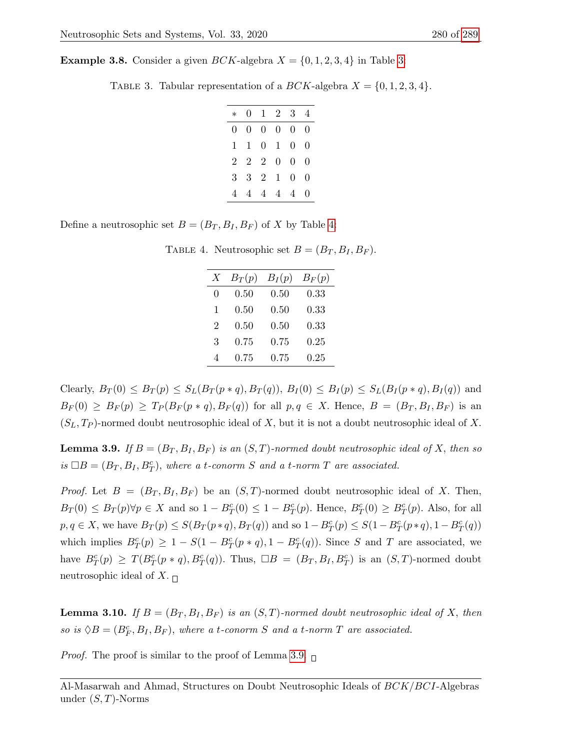**Example 3.8.** Consider a given $BCK$-algebra $X = \{0, 1, 2, 3, 4\}$ in Table 3.

Table 3. Tabular representation of a $BCK$-algebra $X = \{0, 1, 2, 3, 4\}$.

| $*$ | 0 | 1 | 2 | 3 | 4 |
|---|---|---|---|---|---|
| 0 | 0 | 0 | 0 | 0 | 0 |
| 1 | 1 | 0 | 1 | 0 | 0 |
| 2 | 2 | 2 | 0 | 0 | 0 |
| 3 | 3 | 2 | 1 | 0 | 0 |
| 4 | 4 | 4 | 4 | 4 | 0 |

Define a neutrosophic set $B = (B_T, B_I, B_F)$ of $X$ by Table 4.

Table 4. Neutrosophic set $B = (B_T, B_I, B_F)$.

| $X$ | $B_T(p)$ | $B_I(p)$ | $B_F(p)$ |
|---|---|---|---|
| 0 | 0.50 | 0.50 | 0.33 |
| 1 | 0.50 | 0.50 | 0.33 |
| 2 | 0.50 | 0.50 | 0.33 |
| 3 | 0.75 | 0.75 | 0.25 |
| 4 | 0.75 | 0.75 | 0.25 |

Clearly, $B_T(0) \leq B_T(p) \leq S_L(B_T(p * q), B_T(q))$, $B_I(0) \leq B_I(p) \leq S_L(B_I(p * q), B_I(q))$ and $B_F(0) \geq B_F(p) \geq T_P(B_F(p * q), B_F(q))$ for all $p, q \in X$. Hence, $B = (B_T, B_I, B_F)$ is an $(S_L, T_P)$-normed doubt neutrosophic ideal of $X$, but it is not a doubt neutrosophic ideal of $X$.

**Lemma 3.9.** *If $B = (B_T, B_I, B_F)$ is an $(S, T)$-normed doubt neutrosophic ideal of $X$, then so is $\Box B = (B_T, B_I, B_T^c)$, where a t-conorm $S$ and a t-norm $T$ are associated.*

*Proof.* Let $B = (B_T, B_I, B_F)$ be an $(S, T)$-normed doubt neutrosophic ideal of $X$. Then, $B_T(0) \leq B_T(p) \forall p \in X$ and so $1 - B_T^c(0) \leq 1 - B_T^c(p)$. Hence, $B_T^c(0) \geq B_T^c(p)$. Also, for all $p, q \in X$, we have $B_T(p) \leq S(B_T(p * q), B_T(q))$ and so $1 - B_T^c(p) \leq S(1 - B_T^c(p * q), 1 - B_T^c(q))$ which implies $B_T^c(p) \geq 1 - S(1 - B_T^c(p * q), 1 - B_T^c(q))$. Since $S$ and $T$ are associated, we have $B_T^c(p) \geq T(B_T^c(p * q), B_T^c(q))$. Thus, $\Box B = (B_T, B_I, B_T^c)$ is an $(S, T)$-normed doubt neutrosophic ideal of $X$. □

**Lemma 3.10.** *If $B = (B_T, B_I, B_F)$ is an $(S, T)$-normed doubt neutrosophic ideal of $X$, then so is $\Diamond B = (B_F^c, B_I, B_F)$, where a t-conorm $S$ and a t-norm $T$ are associated.*

*Proof.* The proof is similar to the proof of Lemma 3.9. □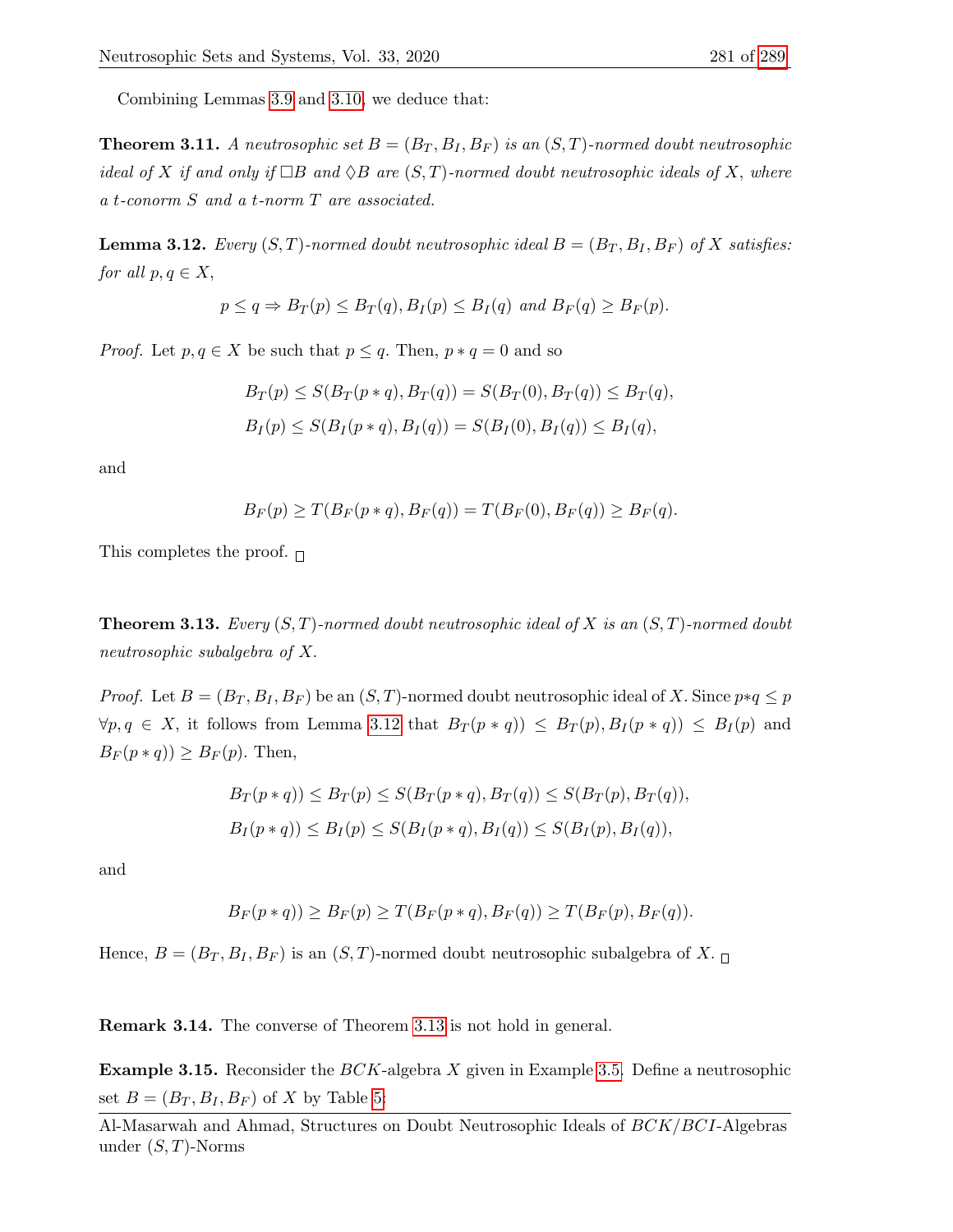Combining Lemmas 3.9 and 3.10, we deduce that:

**Theorem 3.11.** *A neutrosophic set $B = (B_T, B_I, B_F)$ is an $(S,T)$-normed doubt neutrosophic ideal of $X$ if and only if $\Box B$ and $\Diamond B$ are $(S,T)$-normed doubt neutrosophic ideals of $X$, where a t-conorm $S$ and a t-norm $T$ are associated.*

**Lemma 3.12.** *Every $(S,T)$-normed doubt neutrosophic ideal $B = (B_T, B_I, B_F)$ of $X$ satisfies: for all $p, q \in X$,*

$$p \leq q \Rightarrow B_T(p) \leq B_T(q), B_I(p) \leq B_I(q) \text{ and } B_F(q) \geq B_F(p).$$

*Proof.* Let $p, q \in X$ be such that $p \leq q$. Then, $p * q = 0$ and so

$$B_T(p) \leq S(B_T(p * q), B_T(q)) = S(B_T(0), B_T(q)) \leq B_T(q),$$
$$B_I(p) \leq S(B_I(p * q), B_I(q)) = S(B_I(0), B_I(q)) \leq B_I(q),$$

and

$$B_F(p) \geq T(B_F(p * q), B_F(q)) = T(B_F(0), B_F(q)) \geq B_F(q).$$

This completes the proof. □

**Theorem 3.13.** *Every $(S,T)$-normed doubt neutrosophic ideal of $X$ is an $(S,T)$-normed doubt neutrosophic subalgebra of $X$.*

*Proof.* Let $B = (B_T, B_I, B_F)$ be an $(S,T)$-normed doubt neutrosophic ideal of $X$. Since $p*q \leq p$ $\forall p, q \in X$, it follows from Lemma 3.12 that $B_T(p * q)) \leq B_T(p), B_I(p * q)) \leq B_I(p)$ and $B_F(p * q)) \geq B_F(p)$. Then,

$$B_T(p * q)) \leq B_T(p) \leq S(B_T(p * q), B_T(q)) \leq S(B_T(p), B_T(q)),$$
$$B_I(p * q)) \leq B_I(p) \leq S(B_I(p * q), B_I(q)) \leq S(B_I(p), B_I(q)),$$

and

$$B_F(p * q)) \geq B_F(p) \geq T(B_F(p * q), B_F(q)) \geq T(B_F(p), B_F(q)).$$

Hence, $B = (B_T, B_I, B_F)$ is an $(S,T)$-normed doubt neutrosophic subalgebra of $X$. □

**Remark 3.14.** The converse of Theorem 3.13 is not hold in general.

**Example 3.15.** Reconsider the $BCK$-algebra $X$ given in Example 3.5. Define a neutrosophic set $B = (B_T, B_I, B_F)$ of $X$ by Table 5: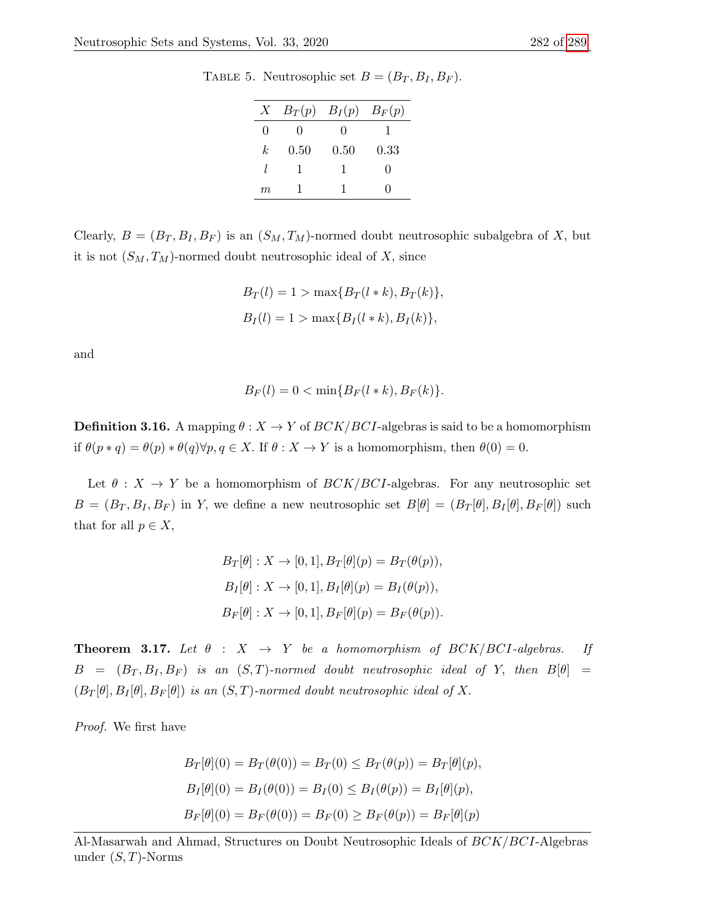Table 5. Neutrosophic set $B = (B_T, B_I, B_F)$.

| $X$ | $B_T(p)$ | $B_I(p)$ | $B_F(p)$ |
|---|---|---|---|
| 0 | 0 | 0 | 1 |
| $k$ | 0.50 | 0.50 | 0.33 |
| $l$ | 1 | 1 | 0 |
| $m$ | 1 | 1 | 0 |

Clearly, $B = (B_T, B_I, B_F)$ is an $(S_M, T_M)$-normed doubt neutrosophic subalgebra of $X$, but it is not $(S_M, T_M)$-normed doubt neutrosophic ideal of $X$, since

$$B_T(l) = 1 > \max\{B_T(l * k), B_T(k)\},$$

$$B_I(l) = 1 > \max\{B_I(l * k), B_I(k)\},$$

and

$$B_F(l) = 0 < \min\{B_F(l * k), B_F(k)\}.$$

**Definition 3.16.** A mapping $\theta : X \to Y$ of $BCK/BCI$-algebras is said to be a homomorphism if $\theta(p * q) = \theta(p) * \theta(q) \forall p, q \in X$. If $\theta : X \to Y$ is a homomorphism, then $\theta(0) = 0$.

Let $\theta : X \to Y$ be a homomorphism of $BCK/BCI$-algebras. For any neutrosophic set $B = (B_T, B_I, B_F)$ in $Y$, we define a new neutrosophic set $B[\theta] = (B_T[\theta], B_I[\theta], B_F[\theta])$ such that for all $p \in X$,

$$B_T[\theta] : X \to [0, 1], B_T[\theta](p) = B_T(\theta(p)),$$

$$B_I[\theta] : X \to [0, 1], B_I[\theta](p) = B_I(\theta(p)),$$

$$B_F[\theta] : X \to [0, 1], B_F[\theta](p) = B_F(\theta(p)).$$

**Theorem 3.17.** *Let $\theta : X \to Y$ be a homomorphism of $BCK/BCI$-algebras. If $B = (B_T, B_I, B_F)$ is an $(S, T)$-normed doubt neutrosophic ideal of $Y$, then $B[\theta] = (B_T[\theta], B_I[\theta], B_F[\theta])$ is an $(S, T)$-normed doubt neutrosophic ideal of $X$.*

*Proof.* We first have

$$B_T[\theta](0) = B_T(\theta(0)) = B_T(0) \leq B_T(\theta(p)) = B_T[\theta](p),$$

$$B_I[\theta](0) = B_I(\theta(0)) = B_I(0) \leq B_I(\theta(p)) = B_I[\theta](p),$$

$$B_F[\theta](0) = B_F(\theta(0)) = B_F(0) \geq B_F(\theta(p)) = B_F[\theta](p)$$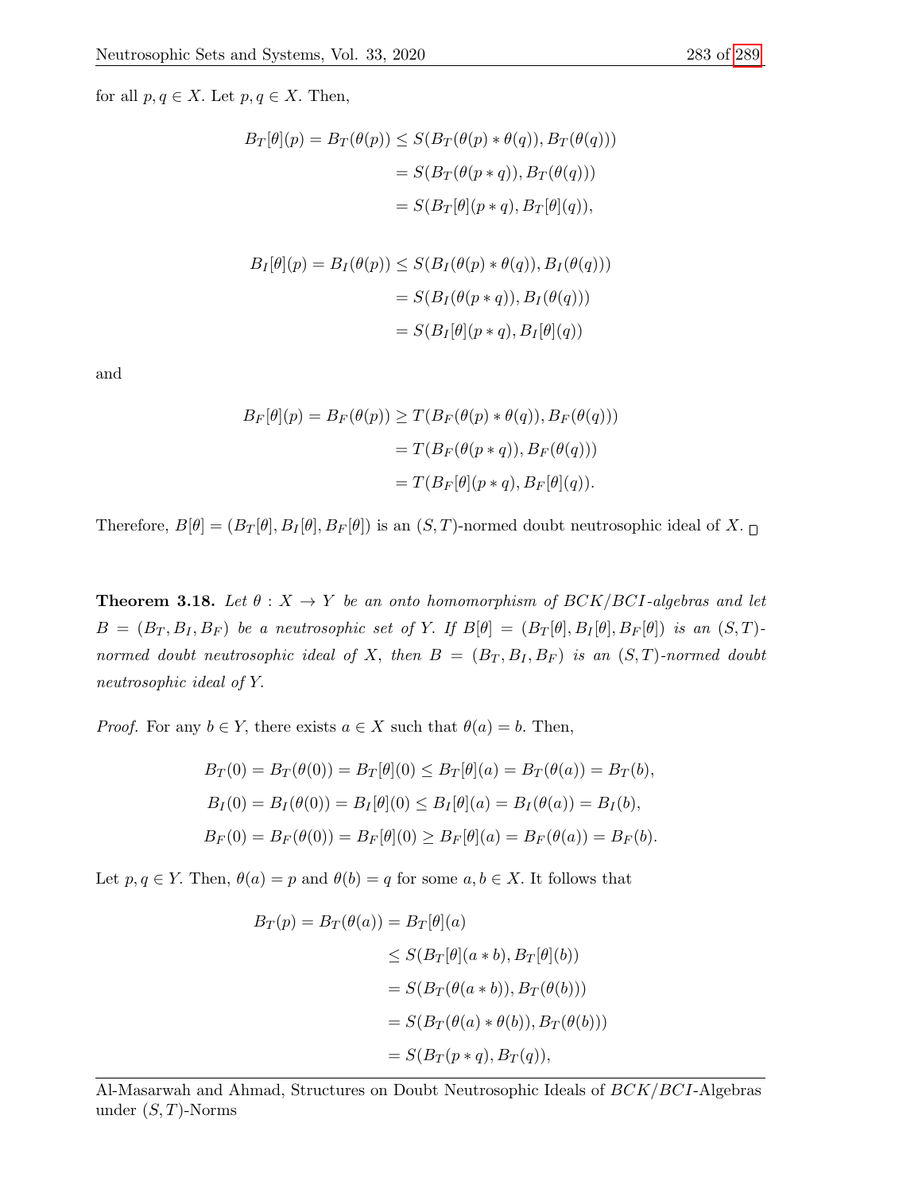for all $p, q \in X$. Let $p, q \in X$. Then,

$$
\begin{aligned}
B_T[\theta](p) = B_T(\theta(p)) &\leq S(B_T(\theta(p) * \theta(q)), B_T(\theta(q))) \\
&= S(B_T(\theta(p * q)), B_T(\theta(q))) \\
&= S(B_T[\theta](p * q), B_T[\theta](q)),
\end{aligned}
$$

$$
\begin{aligned}
B_I[\theta](p) = B_I(\theta(p)) &\leq S(B_I(\theta(p) * \theta(q)), B_I(\theta(q))) \\
&= S(B_I(\theta(p * q)), B_I(\theta(q))) \\
&= S(B_I[\theta](p * q), B_I[\theta](q))
\end{aligned}
$$

and

$$
\begin{aligned}
B_F[\theta](p) = B_F(\theta(p)) &\geq T(B_F(\theta(p) * \theta(q)), B_F(\theta(q))) \\
&= T(B_F(\theta(p * q)), B_F(\theta(q))) \\
&= T(B_F[\theta](p * q), B_F[\theta](q)).
\end{aligned}
$$

Therefore, $B[\theta] = (B_T[\theta], B_I[\theta], B_F[\theta])$ is an $(S, T)$-normed doubt neutrosophic ideal of $X$. □

**Theorem 3.18.** *Let $\theta : X \to Y$ be an onto homomorphism of $BCK/BCI$-algebras and let $B = (B_T, B_I, B_F)$ be a neutrosophic set of $Y$. If $B[\theta] = (B_T[\theta], B_I[\theta], B_F[\theta])$ is an $(S, T)$-normed doubt neutrosophic ideal of $X$, then $B = (B_T, B_I, B_F)$ is an $(S, T)$-normed doubt neutrosophic ideal of $Y$.*

*Proof.* For any $b \in Y$, there exists $a \in X$ such that $\theta(a) = b$. Then,

$$
\begin{aligned}
B_T(0) = B_T(\theta(0)) = B_T[\theta](0) \leq B_T[\theta](a) = B_T(\theta(a)) = B_T(b), \\
B_I(0) = B_I(\theta(0)) = B_I[\theta](0) \leq B_I[\theta](a) = B_I(\theta(a)) = B_I(b), \\
B_F(0) = B_F(\theta(0)) = B_F[\theta](0) \geq B_F[\theta](a) = B_F(\theta(a)) = B_F(b).
\end{aligned}
$$

Let $p, q \in Y$. Then, $\theta(a) = p$ and $\theta(b) = q$ for some $a, b \in X$. It follows that

$$
\begin{aligned}
B_T(p) = B_T(\theta(a)) &= B_T[\theta](a) \\
&\leq S(B_T[\theta](a * b), B_T[\theta](b)) \\
&= S(B_T(\theta(a * b)), B_T(\theta(b))) \\
&= S(B_T(\theta(a) * \theta(b)), B_T(\theta(b))) \\
&= S(B_T(p * q), B_T(q)),
\end{aligned}
$$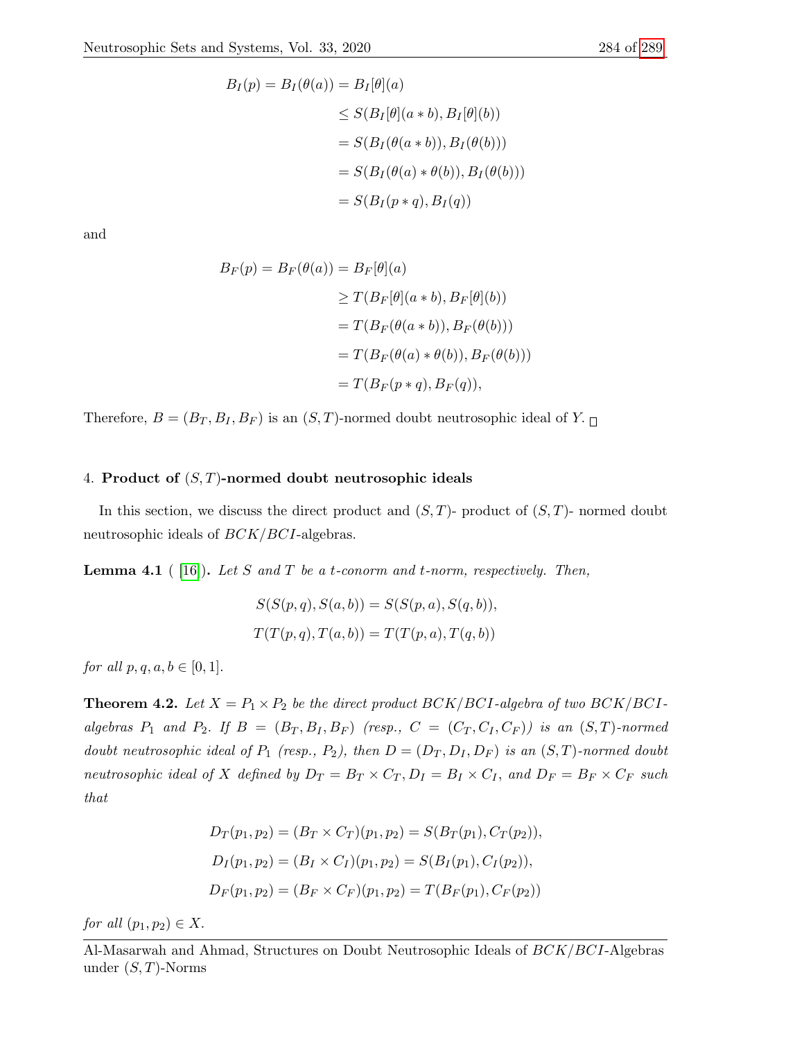$$
\begin{aligned}
B_I(p) = B_I(\theta(a)) &= B_I[\theta](a) \\
&\leq S(B_I[\theta](a * b), B_I[\theta](b)) \\
&= S(B_I(\theta(a * b)), B_I(\theta(b))) \\
&= S(B_I(\theta(a) * \theta(b)), B_I(\theta(b))) \\
&= S(B_I(p * q), B_I(q))
\end{aligned}
$$

and

$$
\begin{aligned}
B_F(p) = B_F(\theta(a)) &= B_F[\theta](a) \\
&\geq T(B_F[\theta](a * b), B_F[\theta](b)) \\
&= T(B_F(\theta(a * b)), B_F(\theta(b))) \\
&= T(B_F(\theta(a) * \theta(b)), B_F(\theta(b))) \\
&= T(B_F(p * q), B_F(q)),
\end{aligned}
$$

Therefore, $B = (B_T, B_I, B_F)$ is an $(S, T)$-normed doubt neutrosophic ideal of $Y$. □

## 4. Product of $(S, T)$-normed doubt neutrosophic ideals

In this section, we discuss the direct product and $(S, T)$- product of $(S, T)$- normed doubt neutrosophic ideals of $BCK/BCI$-algebras.

**Lemma 4.1** ( [16]). *Let $S$ and $T$ be a t-conorm and t-norm, respectively. Then,*

$$
S(S(p, q), S(a, b)) = S(S(p, a), S(q, b)),
$$
$$
T(T(p, q), T(a, b)) = T(T(p, a), T(q, b))
$$

*for all $p, q, a, b \in [0, 1]$.*

**Theorem 4.2.** *Let $X = P_1 \times P_2$ be the direct product $BCK/BCI$-algebra of two $BCK/BCI$-algebras $P_1$ and $P_2$. If $B = (B_T, B_I, B_F)$ (resp., $C = (C_T, C_I, C_F)$) is an $(S, T)$-normed doubt neutrosophic ideal of $P_1$ (resp., $P_2$), then $D = (D_T, D_I, D_F)$ is an $(S, T)$-normed doubt neutrosophic ideal of $X$ defined by $D_T = B_T \times C_T$, $D_I = B_I \times C_I$, and $D_F = B_F \times C_F$ such that*

$$
D_T(p_1, p_2) = (B_T \times C_T)(p_1, p_2) = S(B_T(p_1), C_T(p_2)),
$$
$$
D_I(p_1, p_2) = (B_I \times C_I)(p_1, p_2) = S(B_I(p_1), C_I(p_2)),
$$
$$
D_F(p_1, p_2) = (B_F \times C_F)(p_1, p_2) = T(B_F(p_1), C_F(p_2))
$$

*for all $(p_1, p_2) \in X$.*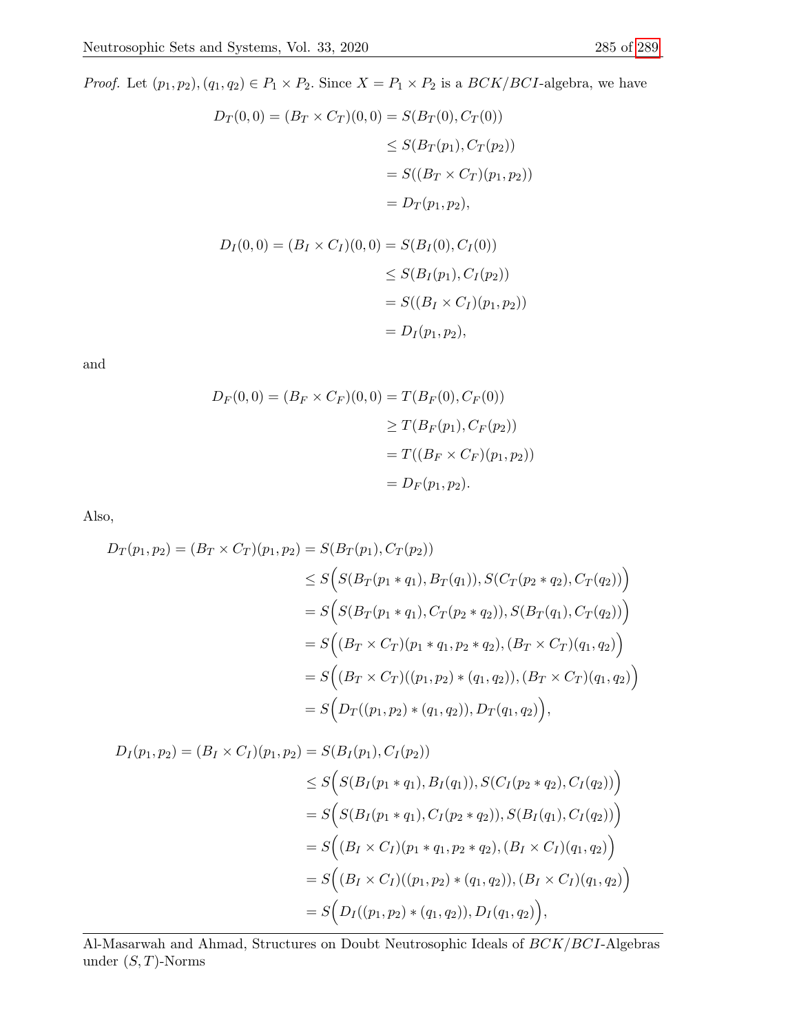*Proof.* Let $(p_1, p_2), (q_1, q_2) \in P_1 \times P_2$. Since $X = P_1 \times P_2$ is a $BCK/BCI$-algebra, we have

$$
\begin{aligned}
D_T(0,0) = (B_T \times C_T)(0,0) &= S(B_T(0), C_T(0)) \\
&\leq S(B_T(p_1), C_T(p_2)) \\
&= S((B_T \times C_T)(p_1, p_2)) \\
&= D_T(p_1, p_2),
\end{aligned}
$$

$$
\begin{aligned}
D_I(0,0) = (B_I \times C_I)(0,0) &= S(B_I(0), C_I(0)) \\
&\leq S(B_I(p_1), C_I(p_2)) \\
&= S((B_I \times C_I)(p_1, p_2)) \\
&= D_I(p_1, p_2),
\end{aligned}
$$

and

$$
\begin{aligned}
D_F(0,0) = (B_F \times C_F)(0,0) &= T(B_F(0), C_F(0)) \\
&\geq T(B_F(p_1), C_F(p_2)) \\
&= T((B_F \times C_F)(p_1, p_2)) \\
&= D_F(p_1, p_2).
\end{aligned}
$$

Also,

$$
\begin{aligned}
D_T(p_1, p_2) = (B_T \times C_T)(p_1, p_2) &= S(B_T(p_1), C_T(p_2)) \\
&\leq S\Big(S(B_T(p_1 * q_1), B_T(q_1)), S(C_T(p_2 * q_2), C_T(q_2))\Big) \\
&= S\Big(S(B_T(p_1 * q_1), C_T(p_2 * q_2)), S(B_T(q_1), C_T(q_2))\Big) \\
&= S\Big((B_T \times C_T)(p_1 * q_1, p_2 * q_2), (B_T \times C_T)(q_1, q_2)\Big) \\
&= S\Big((B_T \times C_T)((p_1, p_2) * (q_1, q_2)), (B_T \times C_T)(q_1, q_2)\Big) \\
&= S\Big(D_T((p_1, p_2) * (q_1, q_2)), D_T(q_1, q_2)\Big),
\end{aligned}
$$

$$
\begin{aligned}
D_I(p_1, p_2) = (B_I \times C_I)(p_1, p_2) &= S(B_I(p_1), C_I(p_2)) \\
&\leq S\Big(S(B_I(p_1 * q_1), B_I(q_1)), S(C_I(p_2 * q_2), C_I(q_2))\Big) \\
&= S\Big(S(B_I(p_1 * q_1), C_I(p_2 * q_2)), S(B_I(q_1), C_I(q_2))\Big) \\
&= S\Big((B_I \times C_I)(p_1 * q_1, p_2 * q_2), (B_I \times C_I)(q_1, q_2)\Big) \\
&= S\Big((B_I \times C_I)((p_1, p_2) * (q_1, q_2)), (B_I \times C_I)(q_1, q_2)\Big) \\
&= S\Big(D_I((p_1, p_2) * (q_1, q_2)), D_I(q_1, q_2)\Big),
\end{aligned}
$$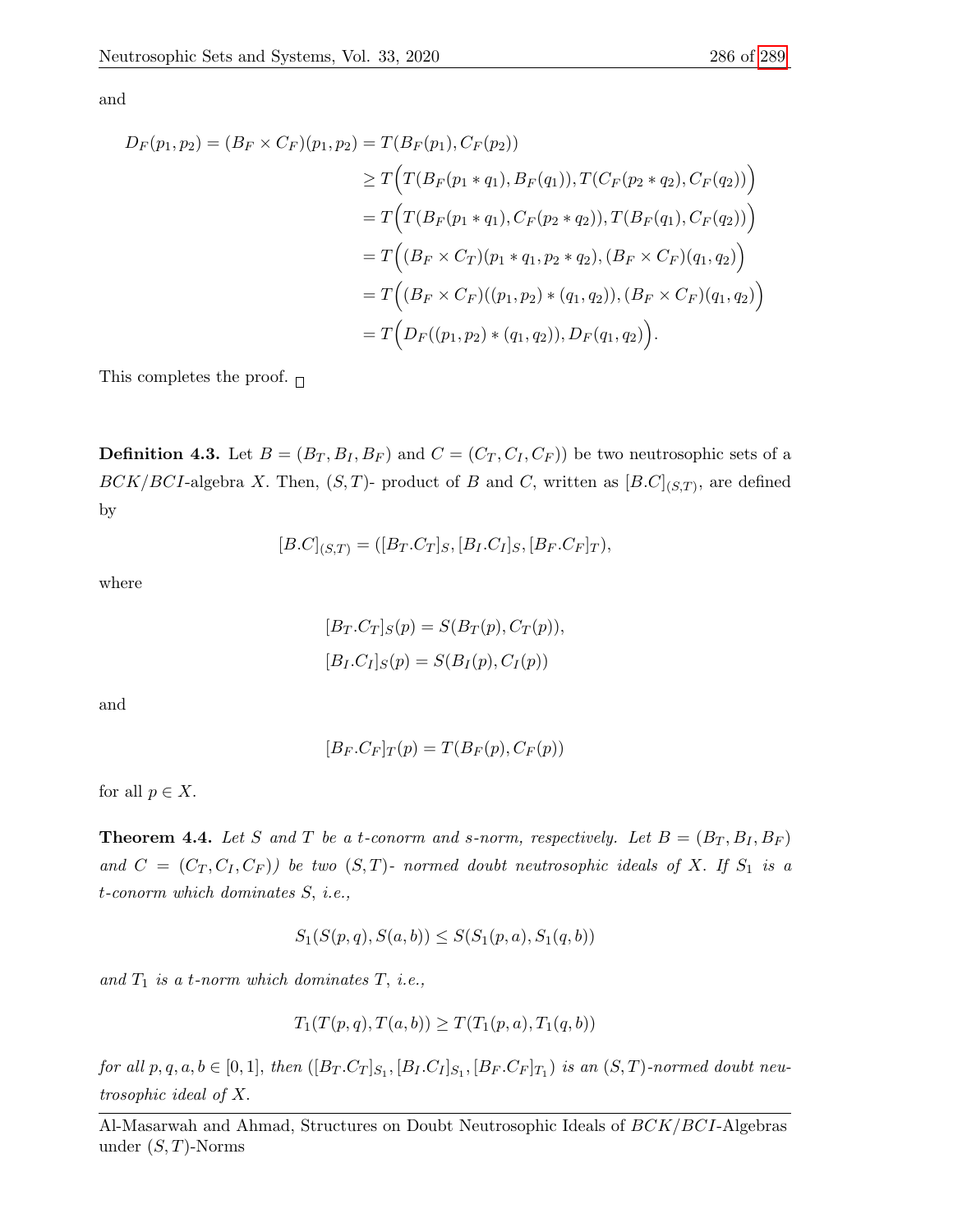and

$$
\begin{aligned}
D_F(p_1, p_2) = (B_F \times C_F)(p_1, p_2) &= T(B_F(p_1), C_F(p_2)) \\
&\geq T\Big(T(B_F(p_1 * q_1), B_F(q_1)), T(C_F(p_2 * q_2), C_F(q_2))\Big) \\
&= T\Big(T(B_F(p_1 * q_1), C_F(p_2 * q_2)), T(B_F(q_1), C_F(q_2))\Big) \\
&= T\Big((B_F \times C_T)(p_1 * q_1, p_2 * q_2), (B_F \times C_F)(q_1, q_2)\Big) \\
&= T\Big((B_F \times C_F)((p_1, p_2) * (q_1, q_2)), (B_F \times C_F)(q_1, q_2)\Big) \\
&= T\Big(D_F((p_1, p_2) * (q_1, q_2)), D_F(q_1, q_2)\Big).
\end{aligned}
$$

This completes the proof. □

**Definition 4.3.** Let $B = (B_T, B_I, B_F)$ and $C = (C_T, C_I, C_F))$ be two neutrosophic sets of a $BCK/BCI$-algebra $X$. Then, $(S,T)$- product of $B$ and $C$, written as $[B.C]_{(S,T)}$, are defined by

$$[B.C]_{(S,T)} = ([B_T.C_T]_S, [B_I.C_I]_S, [B_F.C_F]_T),$$

where

$$
\begin{aligned}
&[B_T.C_T]_S(p) = S(B_T(p), C_T(p)), \\
&[B_I.C_I]_S(p) = S(B_I(p), C_I(p))
\end{aligned}
$$

and

$$[B_F.C_F]_T(p) = T(B_F(p), C_F(p))$$

for all $p \in X$.

**Theorem 4.4.** *Let $S$ and $T$ be a t-conorm and s-norm, respectively. Let $B = (B_T, B_I, B_F)$ and $C = (C_T, C_I, C_F))$ be two $(S,T)$- normed doubt neutrosophic ideals of $X$. If $S_1$ is a t-conorm which dominates $S$, i.e.,*

$$S_1(S(p,q), S(a,b)) \leq S(S_1(p,a), S_1(q,b))$$

*and $T_1$ is a t-norm which dominates $T$, i.e.,*

$$T_1(T(p,q), T(a,b)) \geq T(T_1(p,a), T_1(q,b))$$

*for all $p, q, a, b \in [0,1]$, then $([B_T.C_T]_{S_1}, [B_I.C_I]_{S_1}, [B_F.C_F]_{T_1})$ is an $(S,T)$-normed doubt neutrosophic ideal of $X$.*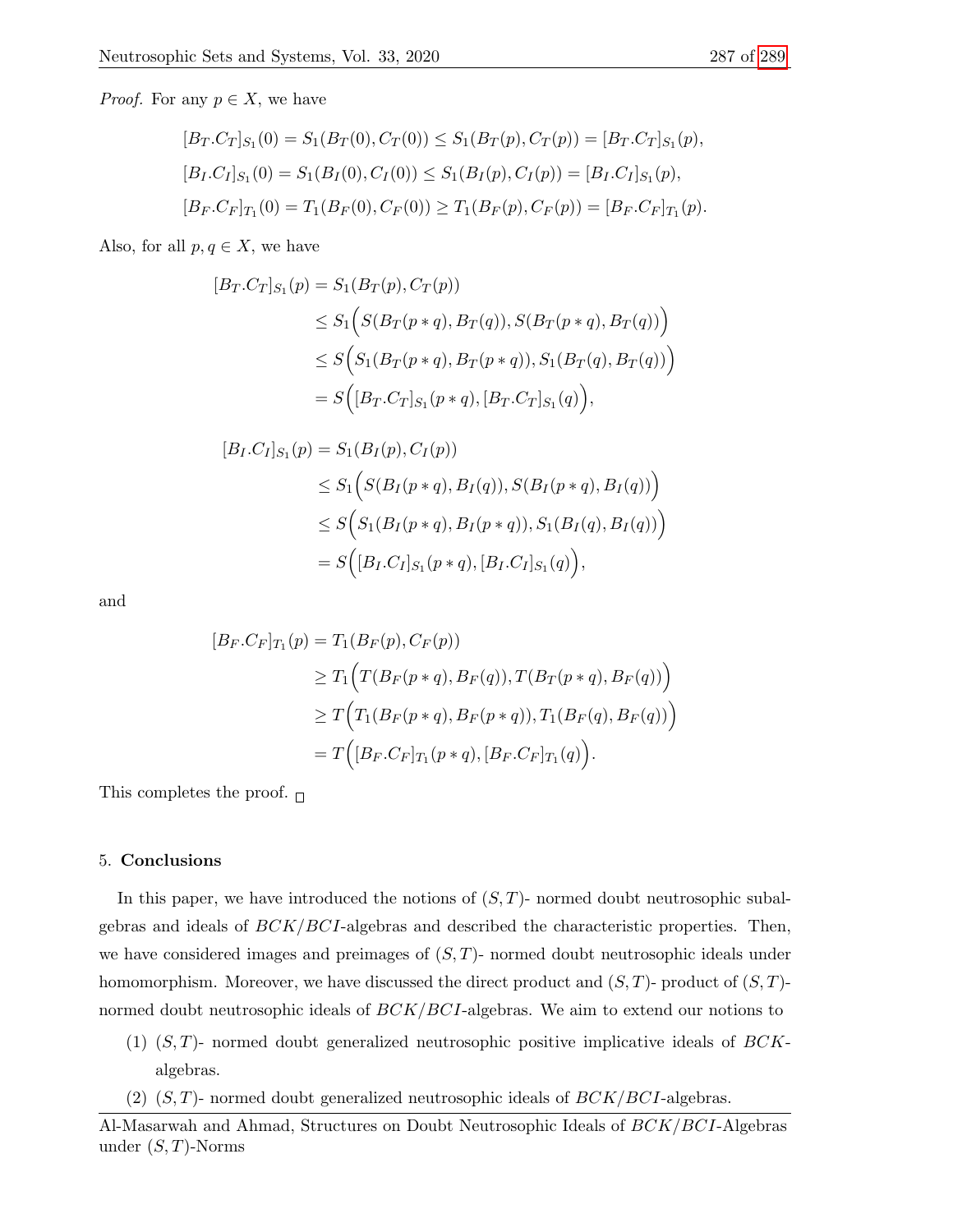*Proof.* For any $p \in X$, we have

$$
\begin{aligned}
[B_T.C_T]_{S_1}(0) &= S_1(B_T(0), C_T(0)) \leq S_1(B_T(p), C_T(p)) = [B_T.C_T]_{S_1}(p), \\
[B_I.C_I]_{S_1}(0) &= S_1(B_I(0), C_I(0)) \leq S_1(B_I(p), C_I(p)) = [B_I.C_I]_{S_1}(p), \\
[B_F.C_F]_{T_1}(0) &= T_1(B_F(0), C_F(0)) \geq T_1(B_F(p), C_F(p)) = [B_F.C_F]_{T_1}(p).
\end{aligned}
$$

Also, for all $p, q \in X$, we have

$$
\begin{aligned}
[B_T.C_T]_{S_1}(p) &= S_1(B_T(p), C_T(p)) \\
&\leq S_1\Big(S(B_T(p*q), B_T(q)), S(B_T(p*q), B_T(q))\Big) \\
&\leq S\Big(S_1(B_T(p*q), B_T(p*q)), S_1(B_T(q), B_T(q))\Big) \\
&= S\Big([B_T.C_T]_{S_1}(p*q), [B_T.C_T]_{S_1}(q)\Big),
\end{aligned}
$$

$$
\begin{aligned}
[B_I.C_I]_{S_1}(p) &= S_1(B_I(p), C_I(p)) \\
&\leq S_1\Big(S(B_I(p*q), B_I(q)), S(B_I(p*q), B_I(q))\Big) \\
&\leq S\Big(S_1(B_I(p*q), B_I(p*q)), S_1(B_I(q), B_I(q))\Big) \\
&= S\Big([B_I.C_I]_{S_1}(p*q), [B_I.C_I]_{S_1}(q)\Big),
\end{aligned}
$$

and

$$
\begin{aligned}
[B_F.C_F]_{T_1}(p) &= T_1(B_F(p), C_F(p)) \\
&\geq T_1\Big(T(B_F(p*q), B_F(q)), T(B_T(p*q), B_F(q))\Big) \\
&\geq T\Big(T_1(B_F(p*q), B_F(p*q)), T_1(B_F(q), B_F(q))\Big) \\
&= T\Big([B_F.C_F]_{T_1}(p*q), [B_F.C_F]_{T_1}(q)\Big).
\end{aligned}
$$

This completes the proof. □

## 5. Conclusions

In this paper, we have introduced the notions of $(S,T)$- normed doubt neutrosophic subalgebras and ideals of $BCK/BCI$-algebras and described the characteristic properties. Then, we have considered images and preimages of $(S,T)$- normed doubt neutrosophic ideals under homomorphism. Moreover, we have discussed the direct product and $(S,T)$- product of $(S,T)$-normed doubt neutrosophic ideals of $BCK/BCI$-algebras. We aim to extend our notions to

1. $(S,T)$- normed doubt generalized neutrosophic positive implicative ideals of $BCK$-algebras.
2. $(S,T)$- normed doubt generalized neutrosophic ideals of $BCK/BCI$-algebras.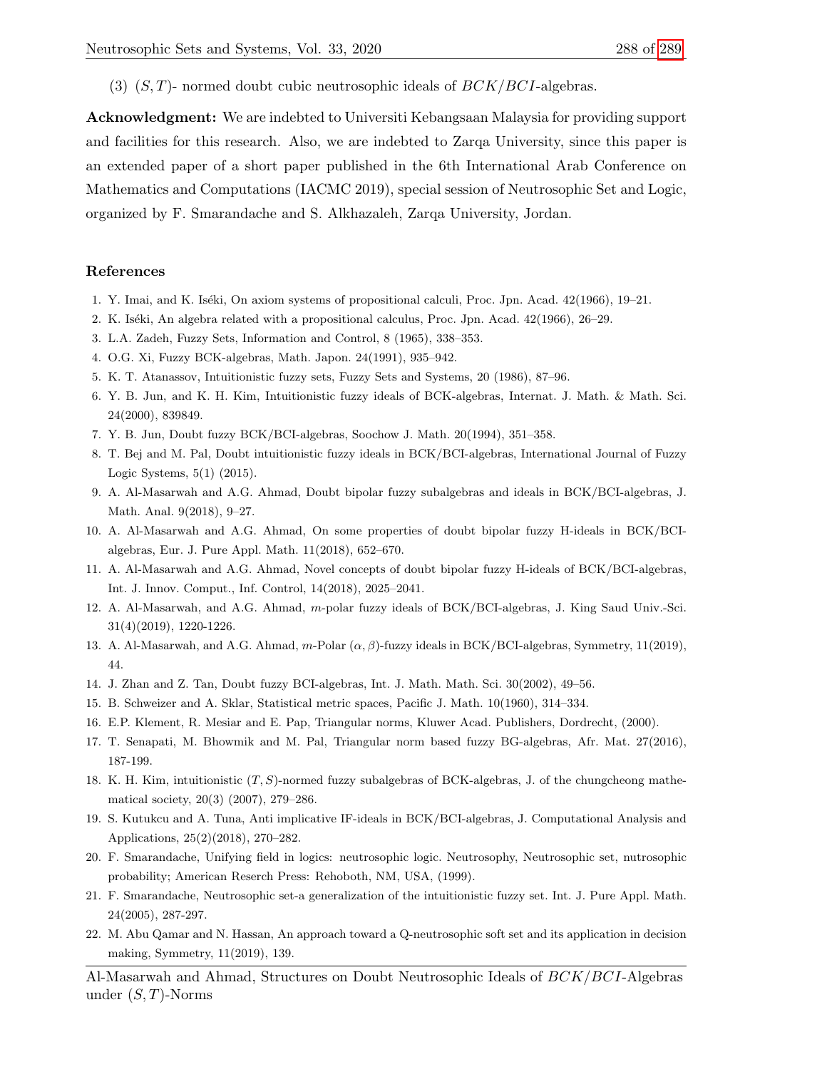(3) $(S,T)$- normed doubt cubic neutrosophic ideals of $BCK/BCI$-algebras.

**Acknowledgment:** We are indebted to Universiti Kebangsaan Malaysia for providing support and facilities for this research. Also, we are indebted to Zarqa University, since this paper is an extended paper of a short paper published in the 6th International Arab Conference on Mathematics and Computations (IACMC 2019), special session of Neutrosophic Set and Logic, organized by F. Smarandache and S. Alkhazaleh, Zarqa University, Jordan.

## References

1. Y. Imai, and K. Iséki, On axiom systems of propositional calculi, Proc. Jpn. Acad. 42(1966), 19–21.
2. K. Iséki, An algebra related with a propositional calculus, Proc. Jpn. Acad. 42(1966), 26–29.
3. L.A. Zadeh, Fuzzy Sets, Information and Control, 8 (1965), 338–353.
4. O.G. Xi, Fuzzy BCK-algebras, Math. Japon. 24(1991), 935–942.
5. K. T. Atanassov, Intuitionistic fuzzy sets, Fuzzy Sets and Systems, 20 (1986), 87–96.
6. Y. B. Jun, and K. H. Kim, Intuitionistic fuzzy ideals of BCK-algebras, Internat. J. Math. & Math. Sci. 24(2000), 839849.
7. Y. B. Jun, Doubt fuzzy BCK/BCI-algebras, Soochow J. Math. 20(1994), 351–358.
8. T. Bej and M. Pal, Doubt intuitionistic fuzzy ideals in BCK/BCI-algebras, International Journal of Fuzzy Logic Systems, 5(1) (2015).
9. A. Al-Masarwah and A.G. Ahmad, Doubt bipolar fuzzy subalgebras and ideals in BCK/BCI-algebras, J. Math. Anal. 9(2018), 9–27.
10. A. Al-Masarwah and A.G. Ahmad, On some properties of doubt bipolar fuzzy H-ideals in BCK/BCI-algebras, Eur. J. Pure Appl. Math. 11(2018), 652–670.
11. A. Al-Masarwah and A.G. Ahmad, Novel concepts of doubt bipolar fuzzy H-ideals of BCK/BCI-algebras, Int. J. Innov. Comput., Inf. Control, 14(2018), 2025–2041.
12. A. Al-Masarwah, and A.G. Ahmad, $m$-polar fuzzy ideals of BCK/BCI-algebras, J. King Saud Univ.-Sci. 31(4)(2019), 1220-1226.
13. A. Al-Masarwah, and A.G. Ahmad, $m$-Polar $(\alpha, \beta)$-fuzzy ideals in BCK/BCI-algebras, Symmetry, 11(2019), 44.
14. J. Zhan and Z. Tan, Doubt fuzzy BCI-algebras, Int. J. Math. Math. Sci. 30(2002), 49–56.
15. B. Schweizer and A. Sklar, Statistical metric spaces, Pacific J. Math. 10(1960), 314–334.
16. E.P. Klement, R. Mesiar and E. Pap, Triangular norms, Kluwer Acad. Publishers, Dordrecht, (2000).
17. T. Senapati, M. Bhowmik and M. Pal, Triangular norm based fuzzy BG-algebras, Afr. Mat. 27(2016), 187-199.
18. K. H. Kim, intuitionistic $(T,S)$-normed fuzzy subalgebras of BCK-algebras, J. of the chungcheong mathematical society, 20(3) (2007), 279–286.
19. S. Kutukcu and A. Tuna, Anti implicative IF-ideals in BCK/BCI-algebras, J. Computational Analysis and Applications, 25(2)(2018), 270–282.
20. F. Smarandache, Unifying field in logics: neutrosophic logic. Neutrosophy, Neutrosophic set, nutrosophic probability; American Reserch Press: Rehoboth, NM, USA, (1999).
21. F. Smarandache, Neutrosophic set-a generalization of the intuitionistic fuzzy set. Int. J. Pure Appl. Math. 24(2005), 287-297.
22. M. Abu Qamar and N. Hassan, An approach toward a Q-neutrosophic soft set and its application in decision making, Symmetry, 11(2019), 139.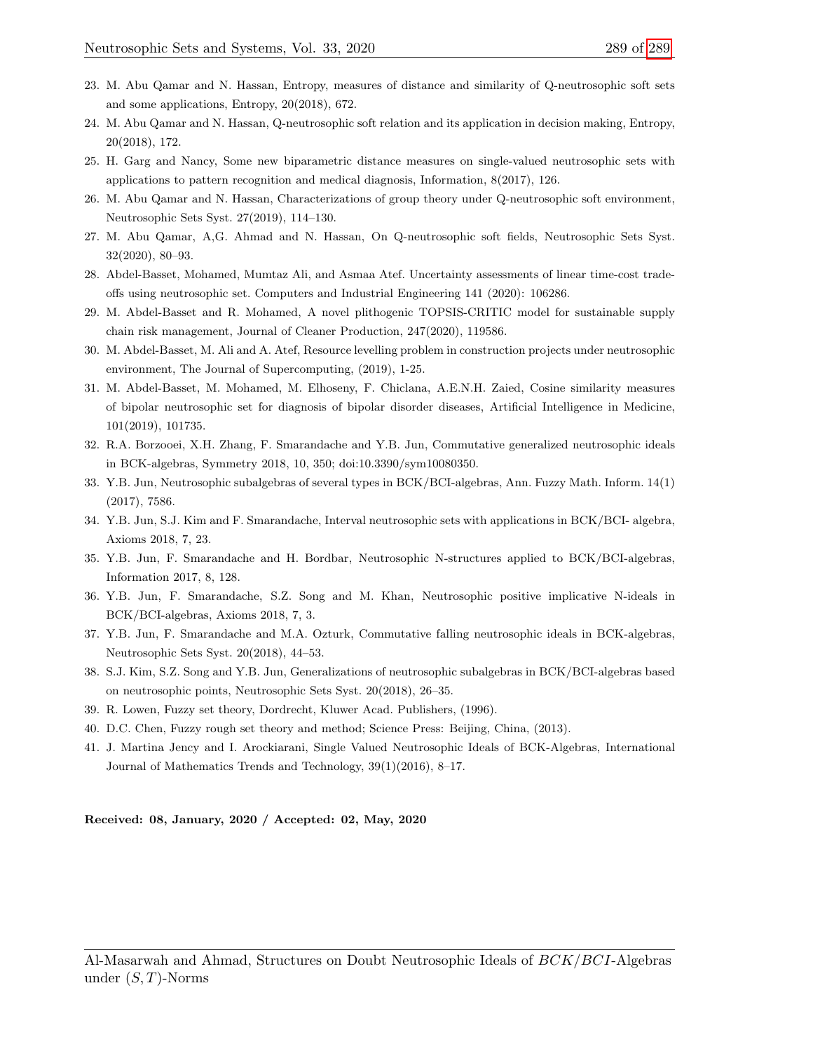23. M. Abu Qamar and N. Hassan, Entropy, measures of distance and similarity of Q-neutrosophic soft sets and some applications, Entropy, 20(2018), 672.
24. M. Abu Qamar and N. Hassan, Q-neutrosophic soft relation and its application in decision making, Entropy, 20(2018), 172.
25. H. Garg and Nancy, Some new biparametric distance measures on single-valued neutrosophic sets with applications to pattern recognition and medical diagnosis, Information, 8(2017), 126.
26. M. Abu Qamar and N. Hassan, Characterizations of group theory under Q-neutrosophic soft environment, Neutrosophic Sets Syst. 27(2019), 114–130.
27. M. Abu Qamar, A,G. Ahmad and N. Hassan, On Q-neutrosophic soft fields, Neutrosophic Sets Syst. 32(2020), 80–93.
28. Abdel-Basset, Mohamed, Mumtaz Ali, and Asmaa Atef. Uncertainty assessments of linear time-cost tradeoffs using neutrosophic set. Computers and Industrial Engineering 141 (2020): 106286.
29. M. Abdel-Basset and R. Mohamed, A novel plithogenic TOPSIS-CRITIC model for sustainable supply chain risk management, Journal of Cleaner Production, 247(2020), 119586.
30. M. Abdel-Basset, M. Ali and A. Atef, Resource levelling problem in construction projects under neutrosophic environment, The Journal of Supercomputing, (2019), 1-25.
31. M. Abdel-Basset, M. Mohamed, M. Elhoseny, F. Chiclana, A.E.N.H. Zaied, Cosine similarity measures of bipolar neutrosophic set for diagnosis of bipolar disorder diseases, Artificial Intelligence in Medicine, 101(2019), 101735.
32. R.A. Borzooei, X.H. Zhang, F. Smarandache and Y.B. Jun, Commutative generalized neutrosophic ideals in BCK-algebras, Symmetry 2018, 10, 350; doi:10.3390/sym10080350.
33. Y.B. Jun, Neutrosophic subalgebras of several types in BCK/BCI-algebras, Ann. Fuzzy Math. Inform. 14(1) (2017), 7586.
34. Y.B. Jun, S.J. Kim and F. Smarandache, Interval neutrosophic sets with applications in BCK/BCI- algebra, Axioms 2018, 7, 23.
35. Y.B. Jun, F. Smarandache and H. Bordbar, Neutrosophic N-structures applied to BCK/BCI-algebras, Information 2017, 8, 128.
36. Y.B. Jun, F. Smarandache, S.Z. Song and M. Khan, Neutrosophic positive implicative N-ideals in BCK/BCI-algebras, Axioms 2018, 7, 3.
37. Y.B. Jun, F. Smarandache and M.A. Ozturk, Commutative falling neutrosophic ideals in BCK-algebras, Neutrosophic Sets Syst. 20(2018), 44–53.
38. S.J. Kim, S.Z. Song and Y.B. Jun, Generalizations of neutrosophic subalgebras in BCK/BCI-algebras based on neutrosophic points, Neutrosophic Sets Syst. 20(2018), 26–35.
39. R. Lowen, Fuzzy set theory, Dordrecht, Kluwer Acad. Publishers, (1996).
40. D.C. Chen, Fuzzy rough set theory and method; Science Press: Beijing, China, (2013).
41. J. Martina Jency and I. Arockiarani, Single Valued Neutrosophic Ideals of BCK-Algebras, International Journal of Mathematics Trends and Technology, 39(1)(2016), 8–17.

**Received: 08, January, 2020 / Accepted: 02, May, 2020**